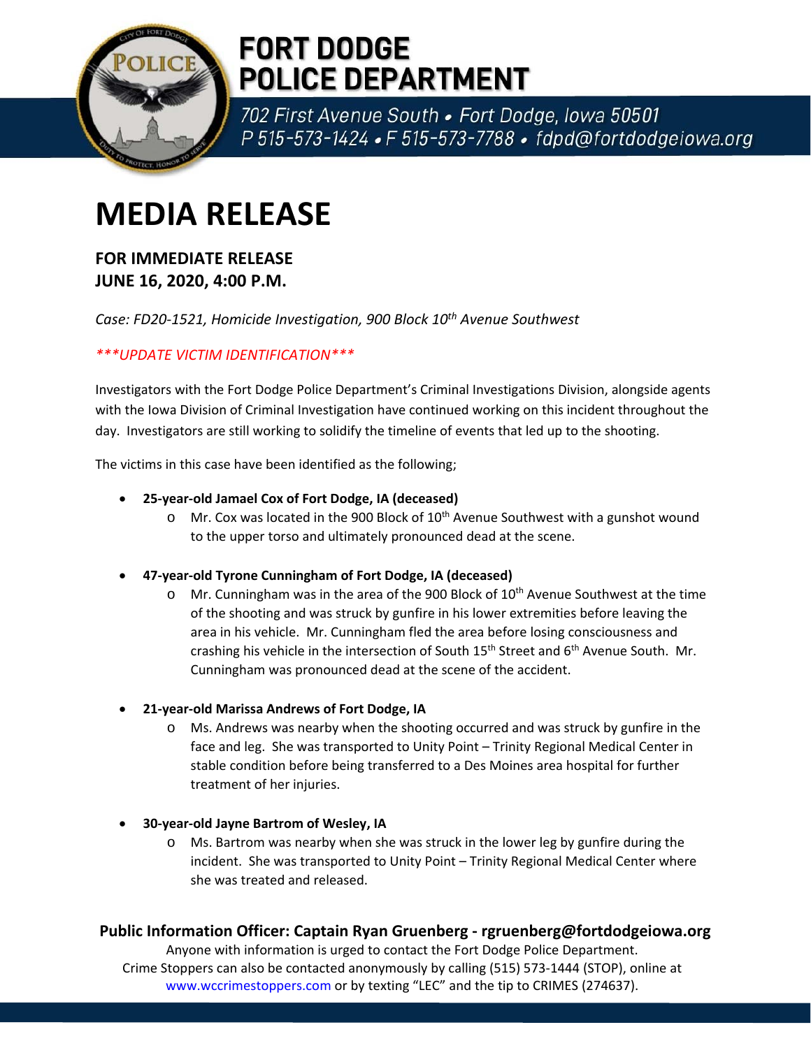# FORT DODGE POLICE DEPARTMENT

702 First Avenue South • Fort Dodge, Iowa 50501
P 515-573-1424 • F 515-573-7788 • fdpd@fortdodgeiowa.org

# MEDIA RELEASE

**FOR IMMEDIATE RELEASE**
**JUNE 16, 2020, 4:00 P.M.**

*Case: FD20-1521, Homicide Investigation, 900 Block 10th Avenue Southwest*

****UPDATE VICTIM IDENTIFICATION****

Investigators with the Fort Dodge Police Department's Criminal Investigations Division, alongside agents with the Iowa Division of Criminal Investigation have continued working on this incident throughout the day. Investigators are still working to solidify the timeline of events that led up to the shooting.

The victims in this case have been identified as the following;

- **25-year-old Jamael Cox of Fort Dodge, IA (deceased)**
  - Mr. Cox was located in the 900 Block of 10th Avenue Southwest with a gunshot wound to the upper torso and ultimately pronounced dead at the scene.
- **47-year-old Tyrone Cunningham of Fort Dodge, IA (deceased)**
  - Mr. Cunningham was in the area of the 900 Block of 10th Avenue Southwest at the time of the shooting and was struck by gunfire in his lower extremities before leaving the area in his vehicle. Mr. Cunningham fled the area before losing consciousness and crashing his vehicle in the intersection of South 15th Street and 6th Avenue South. Mr. Cunningham was pronounced dead at the scene of the accident.
- **21-year-old Marissa Andrews of Fort Dodge, IA**
  - Ms. Andrews was nearby when the shooting occurred and was struck by gunfire in the face and leg. She was transported to Unity Point – Trinity Regional Medical Center in stable condition before being transferred to a Des Moines area hospital for further treatment of her injuries.
- **30-year-old Jayne Bartrom of Wesley, IA**
  - Ms. Bartrom was nearby when she was struck in the lower leg by gunfire during the incident. She was transported to Unity Point – Trinity Regional Medical Center where she was treated and released.

**Public Information Officer: Captain Ryan Gruenberg - rgruenberg@fortdodgeiowa.org**

Anyone with information is urged to contact the Fort Dodge Police Department.
Crime Stoppers can also be contacted anonymously by calling (515) 573-1444 (STOP), online at www.wccrimestoppers.com or by texting "LEC" and the tip to CRIMES (274637).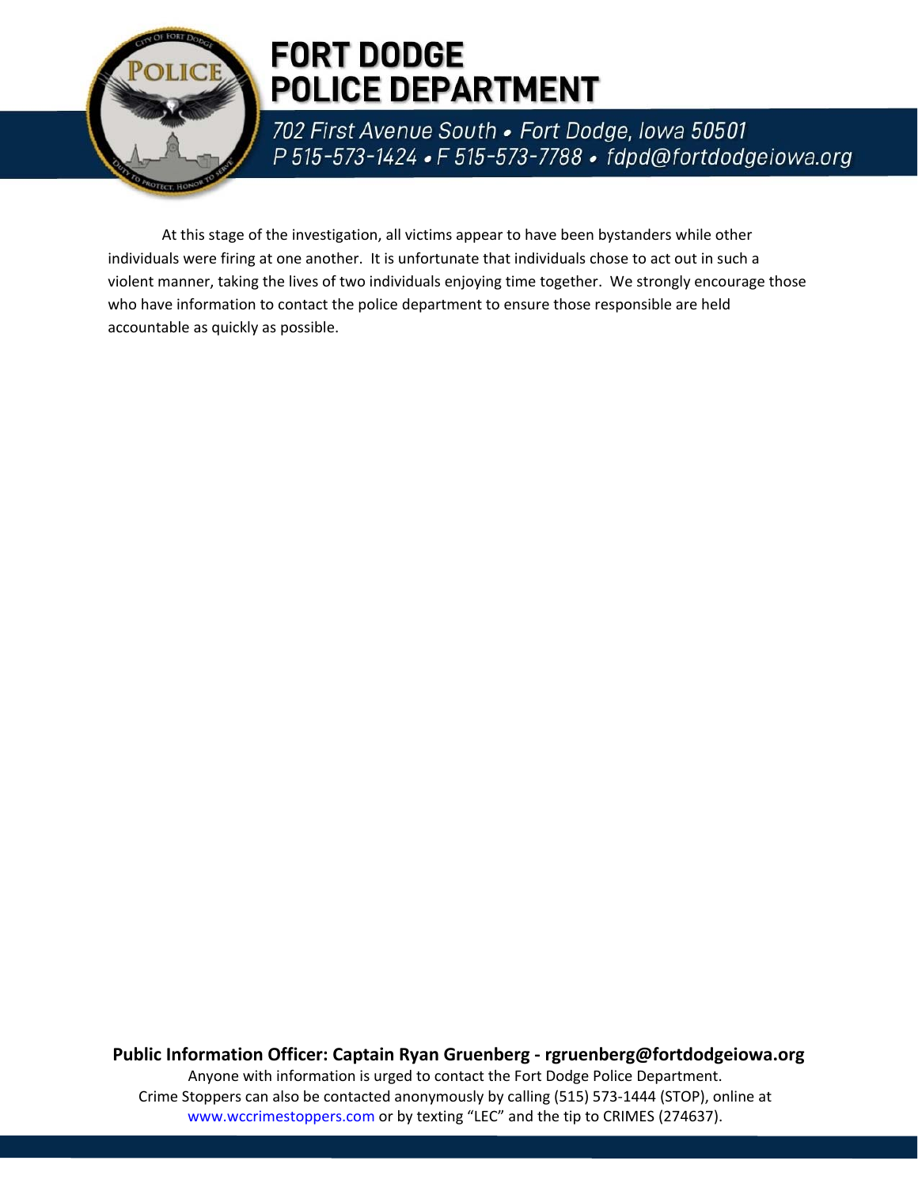At this stage of the investigation, all victims appear to have been bystanders while other individuals were firing at one another. It is unfortunate that individuals chose to act out in such a violent manner, taking the lives of two individuals enjoying time together. We strongly encourage those who have information to contact the police department to ensure those responsible are held accountable as quickly as possible.

**Public Information Officer: Captain Ryan Gruenberg - rgruenberg@fortdodgeiowa.org**

Anyone with information is urged to contact the Fort Dodge Police Department.
Crime Stoppers can also be contacted anonymously by calling (515) 573-1444 (STOP), online at www.wccrimestoppers.com or by texting "LEC" and the tip to CRIMES (274637).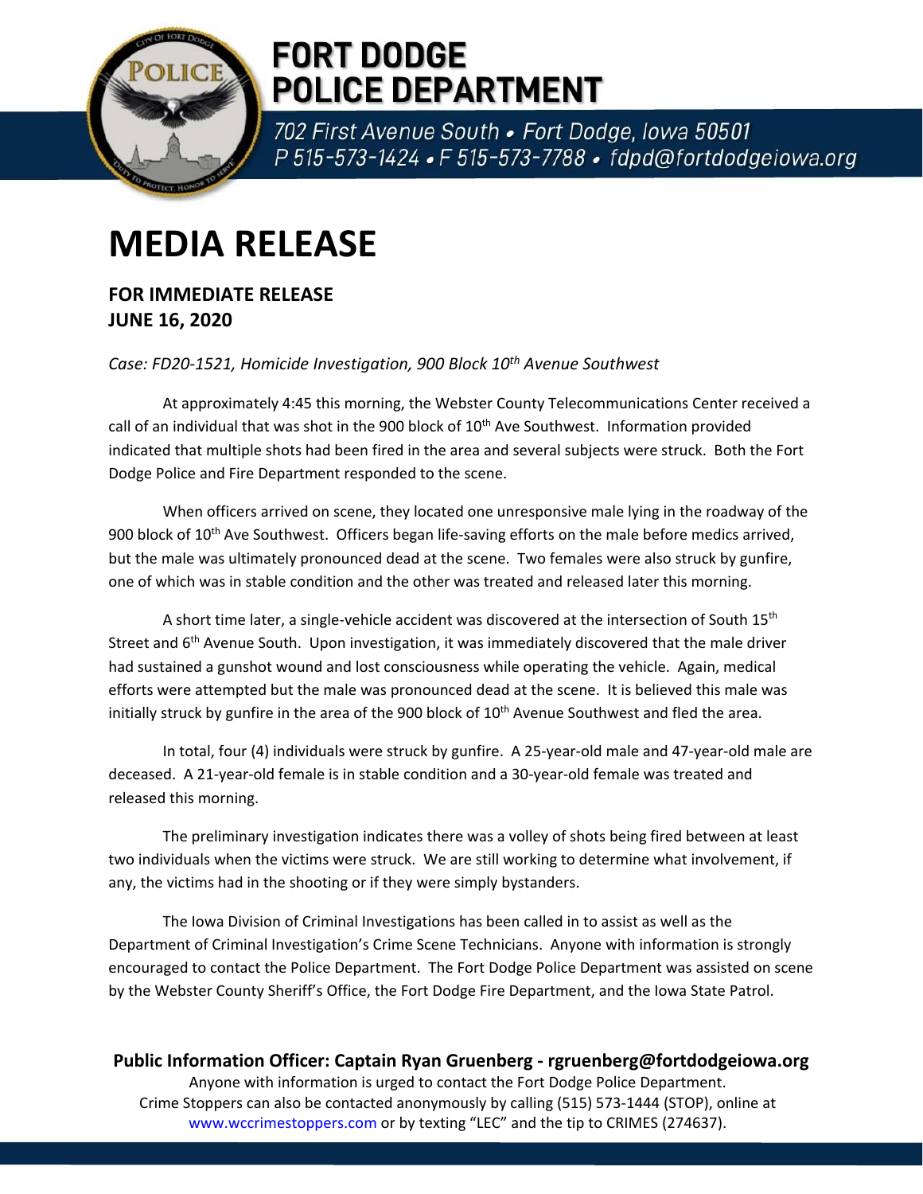# FORT DODGE POLICE DEPARTMENT

702 First Avenue South • Fort Dodge, Iowa 50501
P 515-573-1424 • F 515-573-7788 • fdpd@fortdodgeiowa.org

# MEDIA RELEASE

**FOR IMMEDIATE RELEASE**
**JUNE 16, 2020**

*Case: FD20-1521, Homicide Investigation, 900 Block 10th Avenue Southwest*

At approximately 4:45 this morning, the Webster County Telecommunications Center received a call of an individual that was shot in the 900 block of 10th Ave Southwest. Information provided indicated that multiple shots had been fired in the area and several subjects were struck. Both the Fort Dodge Police and Fire Department responded to the scene.

When officers arrived on scene, they located one unresponsive male lying in the roadway of the 900 block of 10th Ave Southwest. Officers began life-saving efforts on the male before medics arrived, but the male was ultimately pronounced dead at the scene. Two females were also struck by gunfire, one of which was in stable condition and the other was treated and released later this morning.

A short time later, a single-vehicle accident was discovered at the intersection of South 15th Street and 6th Avenue South. Upon investigation, it was immediately discovered that the male driver had sustained a gunshot wound and lost consciousness while operating the vehicle. Again, medical efforts were attempted but the male was pronounced dead at the scene. It is believed this male was initially struck by gunfire in the area of the 900 block of 10th Avenue Southwest and fled the area.

In total, four (4) individuals were struck by gunfire. A 25-year-old male and 47-year-old male are deceased. A 21-year-old female is in stable condition and a 30-year-old female was treated and released this morning.

The preliminary investigation indicates there was a volley of shots being fired between at least two individuals when the victims were struck. We are still working to determine what involvement, if any, the victims had in the shooting or if they were simply bystanders.

The Iowa Division of Criminal Investigations has been called in to assist as well as the Department of Criminal Investigation's Crime Scene Technicians. Anyone with information is strongly encouraged to contact the Police Department. The Fort Dodge Police Department was assisted on scene by the Webster County Sheriff's Office, the Fort Dodge Fire Department, and the Iowa State Patrol.

**Public Information Officer: Captain Ryan Gruenberg - rgruenberg@fortdodgeiowa.org**

Anyone with information is urged to contact the Fort Dodge Police Department.
Crime Stoppers can also be contacted anonymously by calling (515) 573-1444 (STOP), online at www.wccrimestoppers.com or by texting "LEC" and the tip to CRIMES (274637).